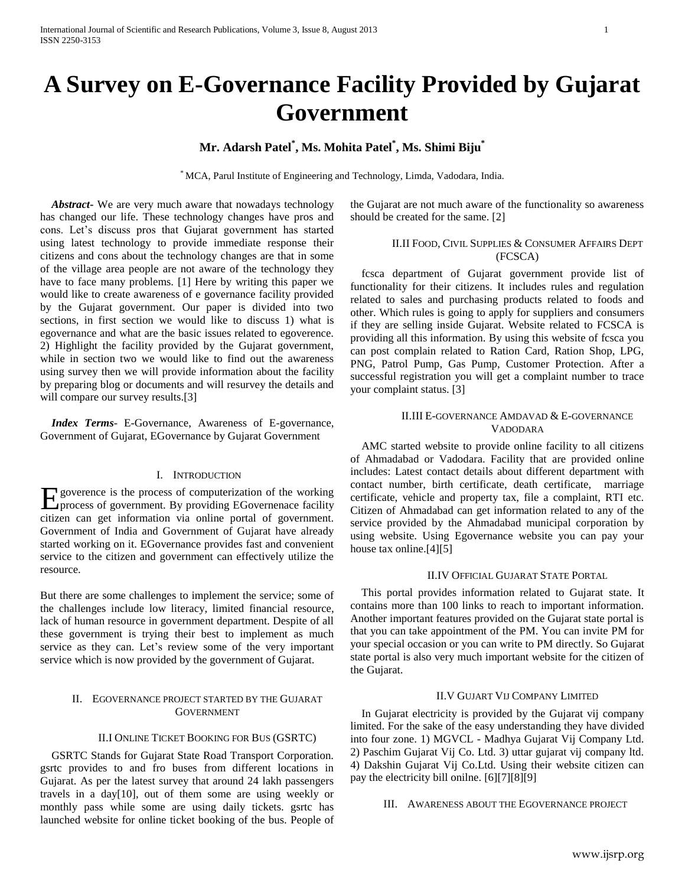# A Survey on E-Governance Facility Provided by Gujarat Government

**Mr. Adarsh Patel*, Ms. Mohita Patel*, Ms. Shimi Biju***

* MCA, Parul Institute of Engineering and Technology, Limda, Vadodara, India.

***Abstract***- We are very much aware that nowadays technology has changed our life. These technology changes have pros and cons. Let's discuss pros that Gujarat government has started using latest technology to provide immediate response their citizens and cons about the technology changes are that in some of the village area people are not aware of the technology they have to face many problems. [1] Here by writing this paper we would like to create awareness of e governance facility provided by the Gujarat government. Our paper is divided into two sections, in first section we would like to discuss 1) what is egovernance and what are the basic issues related to egoverence. 2) Highlight the facility provided by the Gujarat government, while in section two we would like to find out the awareness using survey then we will provide information about the facility by preparing blog or documents and will resurvey the details and will compare our survey results.[3]

***Index Terms***- E-Governance, Awareness of E-governance, Government of Gujarat, EGovernance by Gujarat Government

## I. Introduction

Egoverence is the process of computerization of the working process of government. By providing EGovernenace facility citizen can get information via online portal of government. Government of India and Government of Gujarat have already started working on it. EGovernance provides fast and convenient service to the citizen and government can effectively utilize the resource.

But there are some challenges to implement the service; some of the challenges include low literacy, limited financial resource, lack of human resource in government department. Despite of all these government is trying their best to implement as much service as they can. Let's review some of the very important service which is now provided by the government of Gujarat.

## II. Egovernance project started by the Gujarat Government

### II.I Online Ticket Booking for Bus (GSRTC)

GSRTC Stands for Gujarat State Road Transport Corporation. gsrtc provides to and fro buses from different locations in Gujarat. As per the latest survey that around 24 lakh passengers travels in a day[10], out of them some are using weekly or monthly pass while some are using daily tickets. gsrtc has launched website for online ticket booking of the bus. People of the Gujarat are not much aware of the functionality so awareness should be created for the same. [2]

### II.II Food, Civil Supplies & Consumer Affairs Dept (FCSCA)

fcsca department of Gujarat government provide list of functionality for their citizens. It includes rules and regulation related to sales and purchasing products related to foods and other. Which rules is going to apply for suppliers and consumers if they are selling inside Gujarat. Website related to FCSCA is providing all this information. By using this website of fcsca you can post complain related to Ration Card, Ration Shop, LPG, PNG, Patrol Pump, Gas Pump, Customer Protection. After a successful registration you will get a complaint number to trace your complaint status. [3]

### II.III E-governance Amdavad & E-governance Vadodara

AMC started website to provide online facility to all citizens of Ahmadabad or Vadodara. Facility that are provided online includes: Latest contact details about different department with contact number, birth certificate, death certificate, marriage certificate, vehicle and property tax, file a complaint, RTI etc. Citizen of Ahmadabad can get information related to any of the service provided by the Ahmadabad municipal corporation by using website. Using Egovernance website you can pay your house tax online.[4][5]

### II.IV Official Gujarat State Portal

This portal provides information related to Gujarat state. It contains more than 100 links to reach to important information. Another important features provided on the Gujarat state portal is that you can take appointment of the PM. You can invite PM for your special occasion or you can write to PM directly. So Gujarat state portal is also very much important website for the citizen of the Gujarat.

### II.V Gujart Vij Company Limited

In Gujarat electricity is provided by the Gujarat vij company limited. For the sake of the easy understanding they have divided into four zone. 1) MGVCL - Madhya Gujarat Vij Company Ltd. 2) Paschim Gujarat Vij Co. Ltd. 3) uttar gujarat vij company ltd. 4) Dakshin Gujarat Vij Co.Ltd. Using their website citizen can pay the electricity bill onilne. [6][7][8][9]

## III. Awareness about the Egovernance project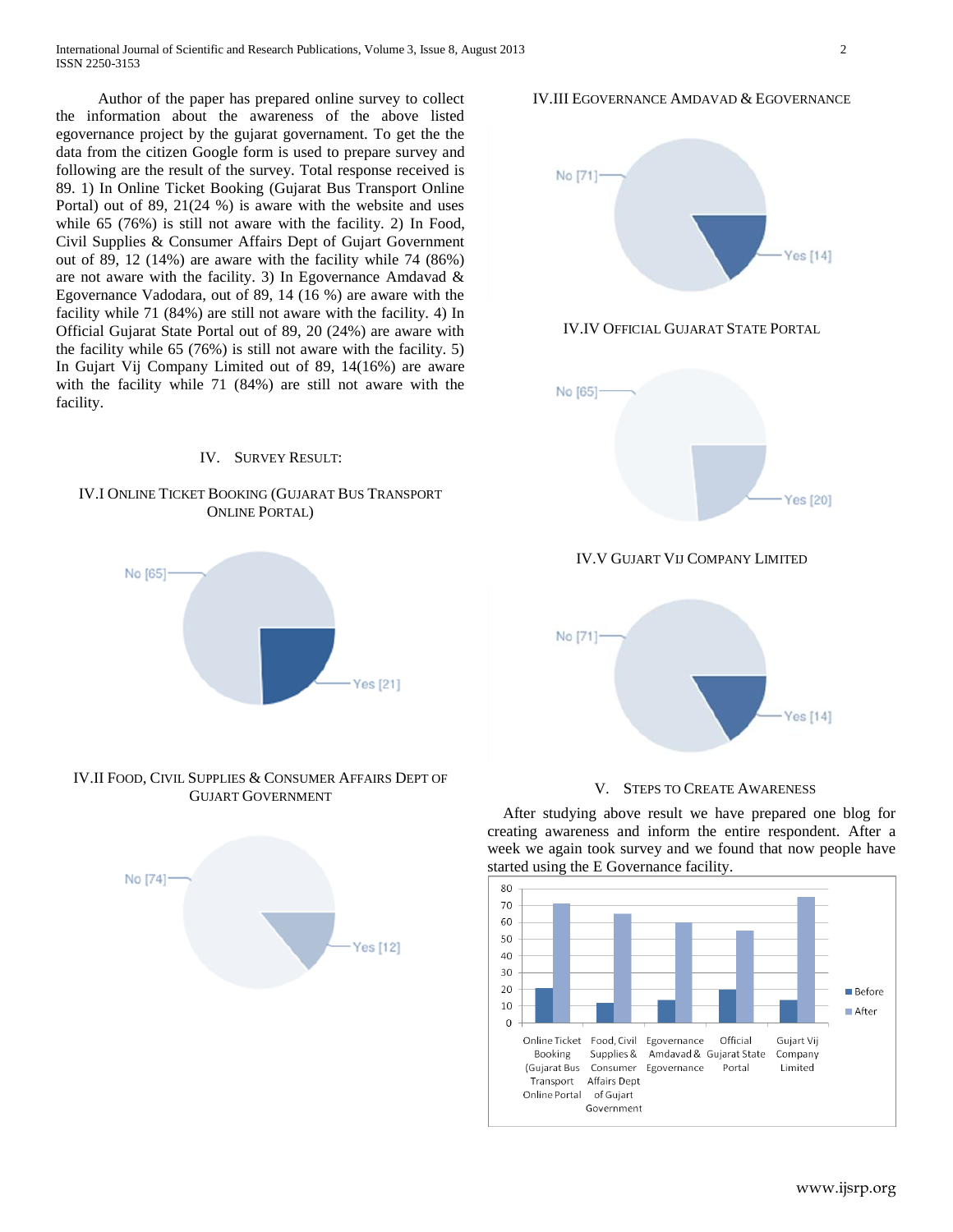Author of the paper has prepared online survey to collect the information about the awareness of the above listed egovernance project by the gujarat governament. To get the the data from the citizen Google form is used to prepare survey and following are the result of the survey. Total response received is 89. 1) In Online Ticket Booking (Gujarat Bus Transport Online Portal) out of 89, 21(24 %) is aware with the website and uses while 65 (76%) is still not aware with the facility. 2) In Food, Civil Supplies & Consumer Affairs Dept of Gujart Government out of 89, 12 (14%) are aware with the facility while 74 (86%) are not aware with the facility. 3) In Egovernance Amdavad & Egovernance Vadodara, out of 89, 14 (16 %) are aware with the facility while 71 (84%) are still not aware with the facility. 4) In Official Gujarat State Portal out of 89, 20 (24%) are aware with the facility while 65 (76%) is still not aware with the facility. 5) In Gujart Vij Company Limited out of 89, 14(16%) are aware with the facility while 71 (84%) are still not aware with the facility.

## IV. Survey Result:

### IV.I Online Ticket Booking (Gujarat Bus Transport Online Portal)

No [65]
Yes [21]

### IV.II Food, Civil Supplies & Consumer Affairs Dept of Gujart Government

No [74]
Yes [12]

### IV.III Egovernance Amdavad & Egovernance

No [71]
Yes [14]

### IV.IV Official Gujarat State Portal

No [65]
Yes [20]

### IV.V Gujart Vij Company Limited

No [71]
Yes [14]

## V. Steps to Create Awareness

After studying above result we have prepared one blog for creating awareness and inform the entire respondent. After a week we again took survey and we found that now people have started using the E Governance facility.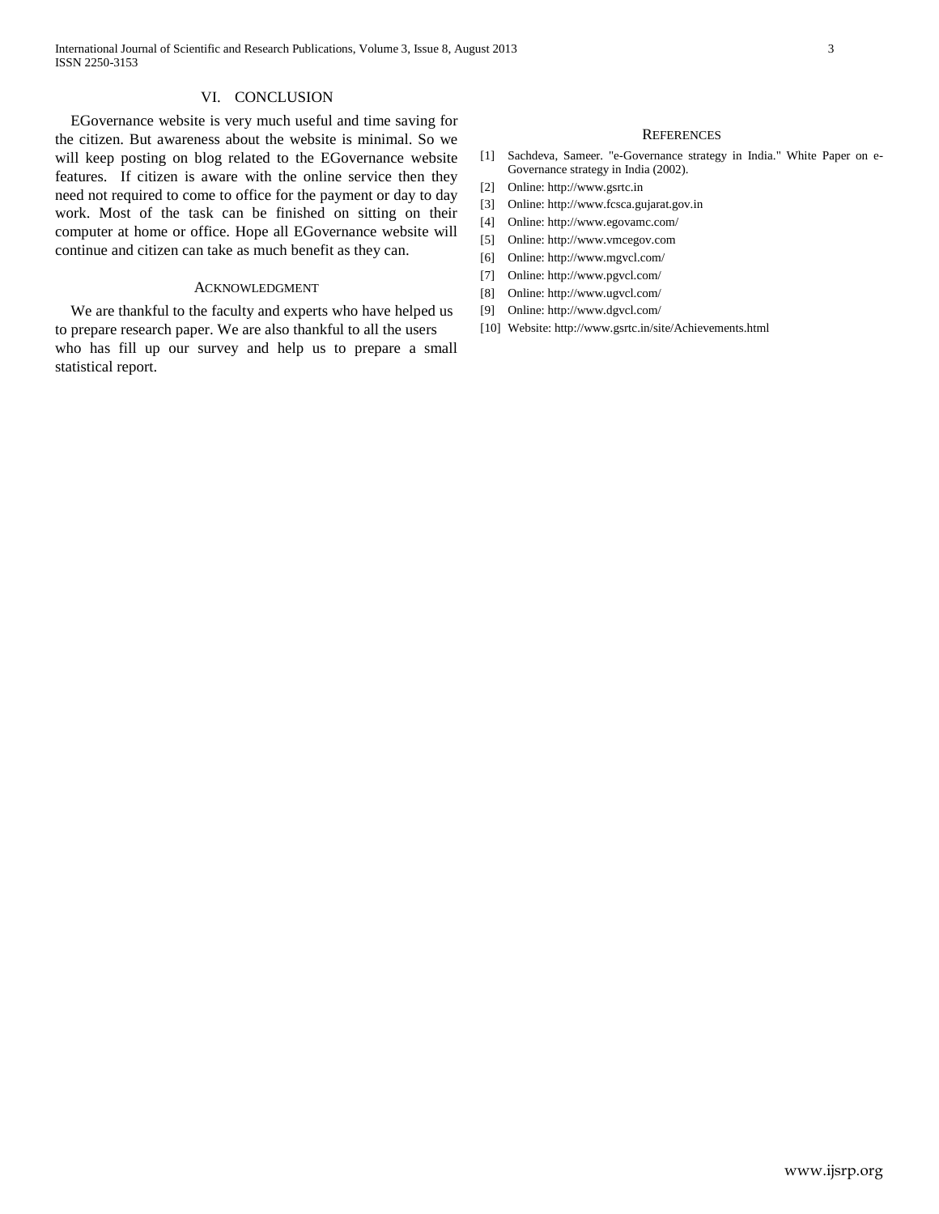## VI. CONCLUSION

EGovernance website is very much useful and time saving for the citizen. But awareness about the website is minimal. So we will keep posting on blog related to the EGovernance website features. If citizen is aware with the online service then they need not required to come to office for the payment or day to day work. Most of the task can be finished on sitting on their computer at home or office. Hope all EGovernance website will continue and citizen can take as much benefit as they can.

## ACKNOWLEDGMENT

We are thankful to the faculty and experts who have helped us to prepare research paper. We are also thankful to all the users who has fill up our survey and help us to prepare a small statistical report.

## REFERENCES

[1] Sachdeva, Sameer. "e-Governance strategy in India." White Paper on e-Governance strategy in India (2002).

[2] Online: http://www.gsrtc.in

[3] Online: http://www.fcsca.gujarat.gov.in

[4] Online: http://www.egovamc.com/

[5] Online: http://www.vmcegov.com

[6] Online: http://www.mgvcl.com/

[7] Online: http://www.pgvcl.com/

[8] Online: http://www.ugvcl.com/

[9] Online: http://www.dgvcl.com/

[10] Website: http://www.gsrtc.in/site/Achievements.html